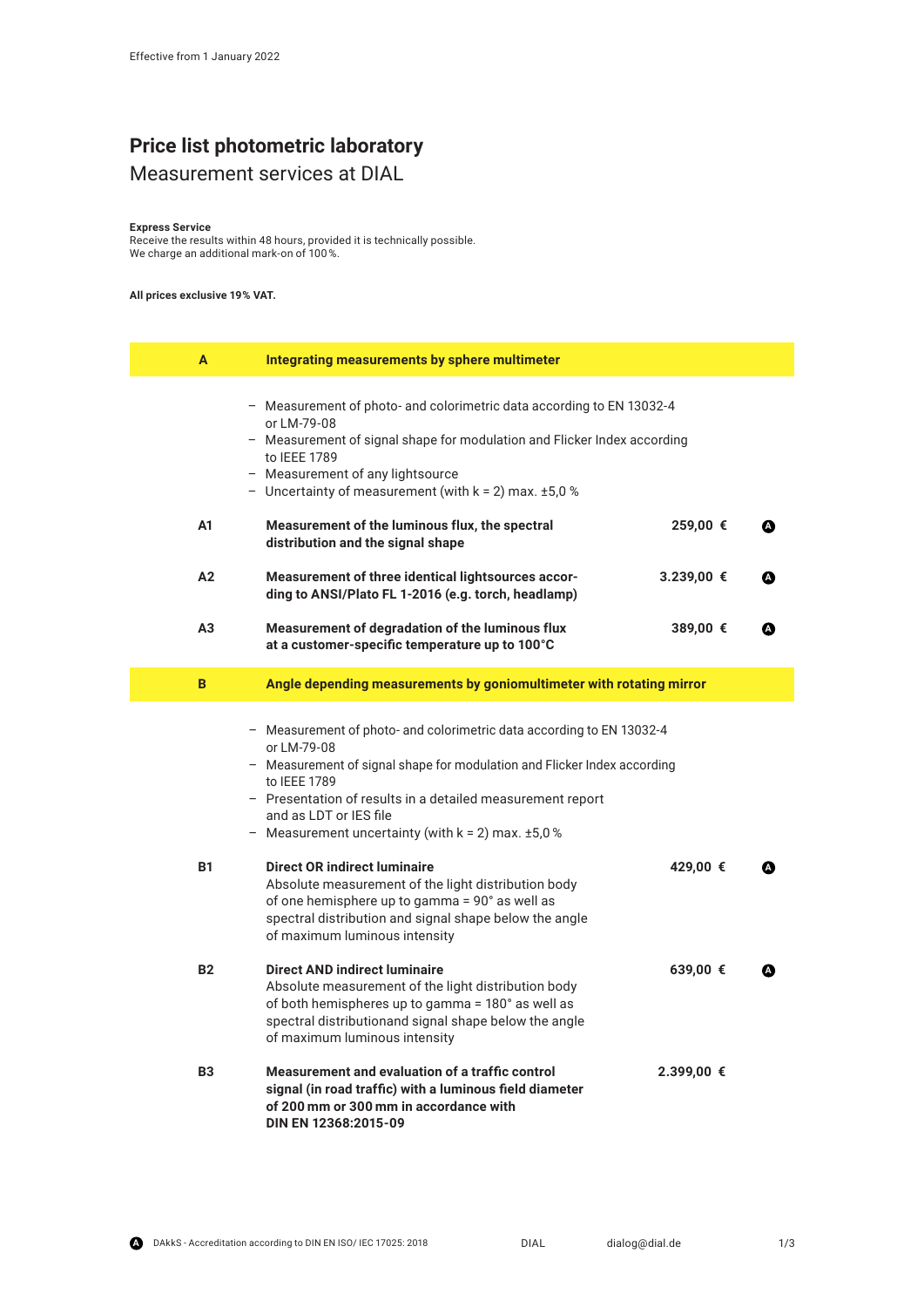Effective from 1 January 2022

# Price list photometric laboratory

## Measurement services at DIAL

**Express Service**
Receive the results within 48 hours, provided it is technically possible.
We charge an additional mark-on of 100 %.

**All prices exclusive 19 % VAT.**

| | | | |
|---|---|---|---|
| **A** | **Integrating measurements by sphere multimeter** | | |
| | – Measurement of photo- and colorimetric data according to EN 13032-4 or LM-79-08<br>– Measurement of signal shape for modulation and Flicker Index according to IEEE 1789<br>– Measurement of any lightsource<br>– Uncertainty of measurement (with k = 2) max. ±5,0 % | | |
| **A1** | **Measurement of the luminous flux, the spectral distribution and the signal shape** | **259,00 €** | Ⓐ |
| **A2** | **Measurement of three identical lightsources according to ANSI/Plato FL 1-2016 (e.g. torch, headlamp)** | **3.239,00 €** | Ⓐ |
| **A3** | **Measurement of degradation of the luminous flux at a customer-specific temperature up to 100°C** | **389,00 €** | Ⓐ |
| **B** | **Angle depending measurements by goniomultimeter with rotating mirror** | | |
| | – Measurement of photo- and colorimetric data according to EN 13032-4 or LM-79-08<br>– Measurement of signal shape for modulation and Flicker Index according to IEEE 1789<br>– Presentation of results in a detailed measurement report and as LDT or IES file<br>– Measurement uncertainty (with k = 2) max. ±5,0 % | | |
| **B1** | **Direct OR indirect luminaire**<br>Absolute measurement of the light distribution body of one hemisphere up to gamma = 90° as well as spectral distribution and signal shape below the angle of maximum luminous intensity | **429,00 €** | Ⓐ |
| **B2** | **Direct AND indirect luminaire**<br>Absolute measurement of the light distribution body of both hemispheres up to gamma = 180° as well as spectral distributionand signal shape below the angle of maximum luminous intensity | **639,00 €** | Ⓐ |
| **B3** | **Measurement and evaluation of a traffic control signal (in road traffic) with a luminous field diameter of 200 mm or 300 mm in accordance with DIN EN 12368:2015-09** | **2.399,00 €** | |

Ⓐ DAkkS - Accreditation according to DIN EN ISO/ IEC 17025: 2018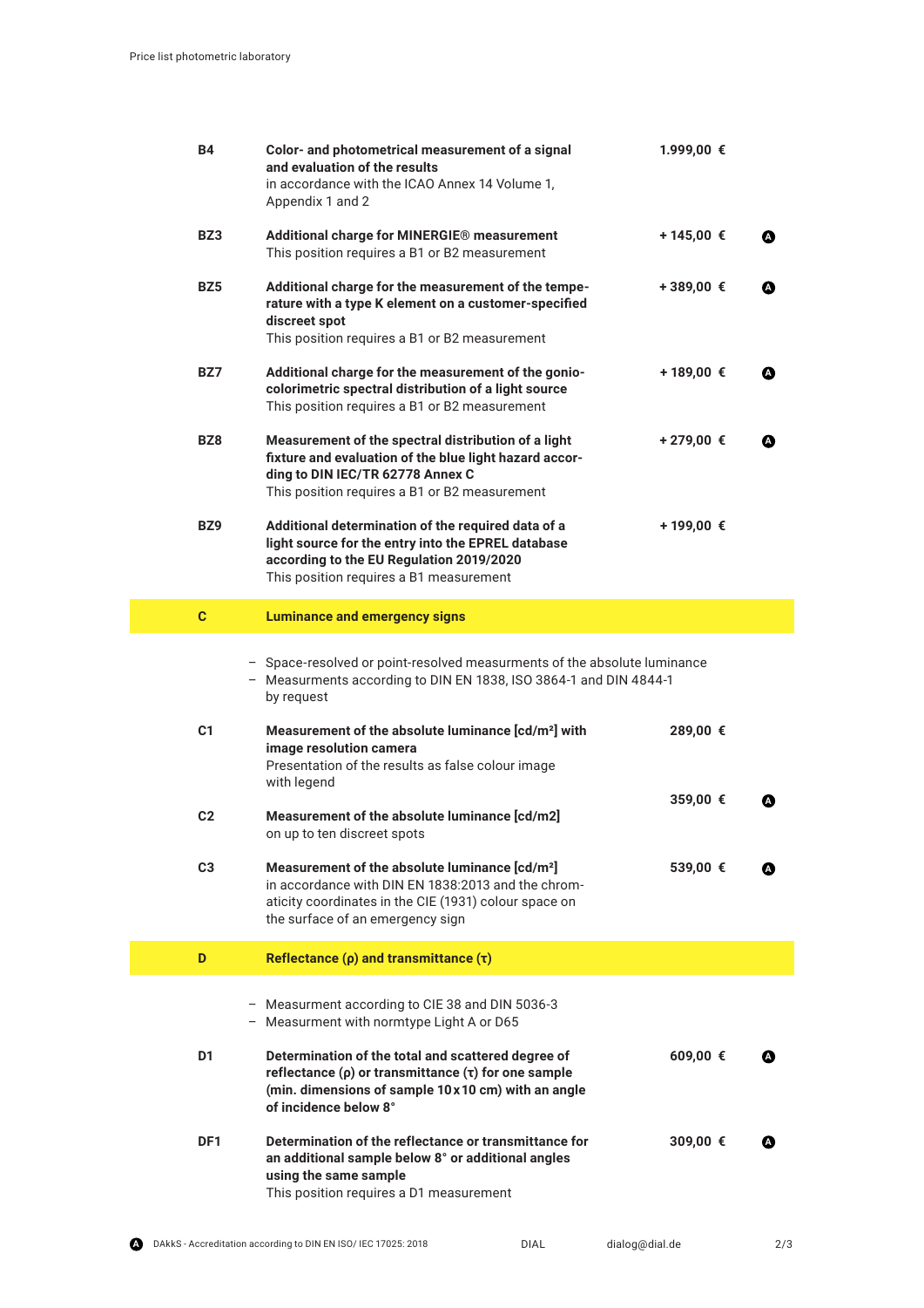| Code | Description | Price | |
|---|---|---|---|
| **B4** | **Color- and photometrical measurement of a signal and evaluation of the results** in accordance with the ICAO Annex 14 Volume 1, Appendix 1 and 2 | 1.999,00 € | |
| **BZ3** | **Additional charge for MINERGIE® measurement** This position requires a B1 or B2 measurement | + 145,00 € | A |
| **BZ5** | **Additional charge for the measurement of the temperature with a type K element on a customer-specified discreet spot** This position requires a B1 or B2 measurement | + 389,00 € | A |
| **BZ7** | **Additional charge for the measurement of the goniocolorimetric spectral distribution of a light source** This position requires a B1 or B2 measurement | + 189,00 € | A |
| **BZ8** | **Measurement of the spectral distribution of a light fixture and evaluation of the blue light hazard according to DIN IEC/TR 62778 Annex C** This position requires a B1 or B2 measurement | + 279,00 € | A |
| **BZ9** | **Additional determination of the required data of a light source for the entry into the EPREL database according to the EU Regulation 2019/2020** This position requires a B1 measurement | + 199,00 € | |

## C Luminance and emergency signs

- Space-resolved or point-resolved measurments of the absolute luminance
- Measurments according to DIN EN 1838, ISO 3864-1 and DIN 4844-1 by request

| Code | Description | Price | |
|---|---|---|---|
| **C1** | **Measurement of the absolute luminance [cd/m²] with image resolution camera** Presentation of the results as false colour image with legend | 289,00 € | |
| **C2** | **Measurement of the absolute luminance [cd/m2]** on up to ten discreet spots | 359,00 € | A |
| **C3** | **Measurement of the absolute luminance [cd/m²]** in accordance with DIN EN 1838:2013 and the chromaticity coordinates in the CIE (1931) colour space on the surface of an emergency sign | 539,00 € | A |

## D Reflectance (ρ) and transmittance (τ)

- Measurment according to CIE 38 and DIN 5036-3
- Measurment with normtype Light A or D65

| Code | Description | Price | |
|---|---|---|---|
| **D1** | **Determination of the total and scattered degree of reflectance (ρ) or transmittance (τ) for one sample (min. dimensions of sample 10 x 10 cm) with an angle of incidence below 8°** | 609,00 € | A |
| **DF1** | **Determination of the reflectance or transmittance for an additional sample below 8° or additional angles using the same sample** This position requires a D1 measurement | 309,00 € | A |

A DAkkS - Accreditation according to DIN EN ISO/ IEC 17025: 2018 — DIAL — dialog@dial.de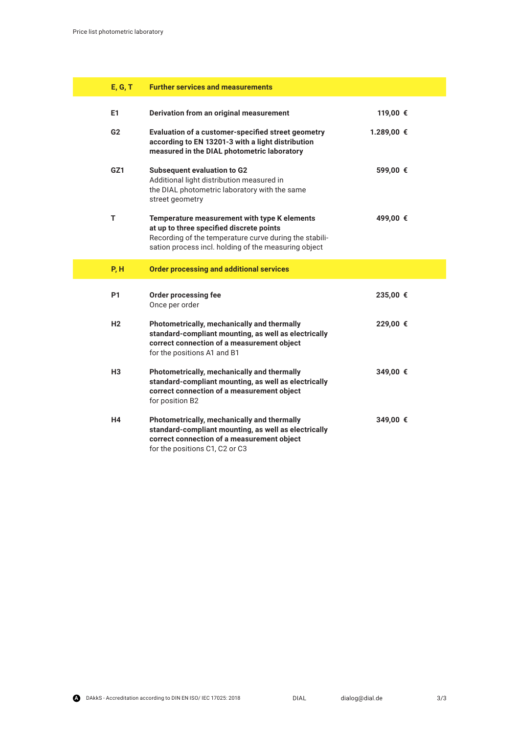| | | |
|---|---|---|
| **E, G, T** | **Further services and measurements** | |
| **E1** | **Derivation from an original measurement** | **119,00 €** |
| **G2** | **Evaluation of a customer-specified street geometry according to EN 13201-3 with a light distribution measured in the DIAL photometric laboratory** | **1.289,00 €** |
| **GZ1** | **Subsequent evaluation to G2**<br>Additional light distribution measured in the DIAL photometric laboratory with the same street geometry | **599,00 €** |
| **T** | **Temperature measurement with type K elements at up to three specified discrete points**<br>Recording of the temperature curve during the stabilisation process incl. holding of the measuring object | **499,00 €** |
| **P, H** | **Order processing and additional services** | |
| **P1** | **Order processing fee**<br>Once per order | **235,00 €** |
| **H2** | **Photometrically, mechanically and thermally standard-compliant mounting, as well as electrically correct connection of a measurement object**<br>for the positions A1 and B1 | **229,00 €** |
| **H3** | **Photometrically, mechanically and thermally standard-compliant mounting, as well as electrically correct connection of a measurement object**<br>for position B2 | **349,00 €** |
| **H4** | **Photometrically, mechanically and thermally standard-compliant mounting, as well as electrically correct connection of a measurement object**<br>for the positions C1, C2 or C3 | **349,00 €** |

DAkkS - Accreditation according to DIN EN ISO/ IEC 17025: 2018 DIAL dialog@dial.de